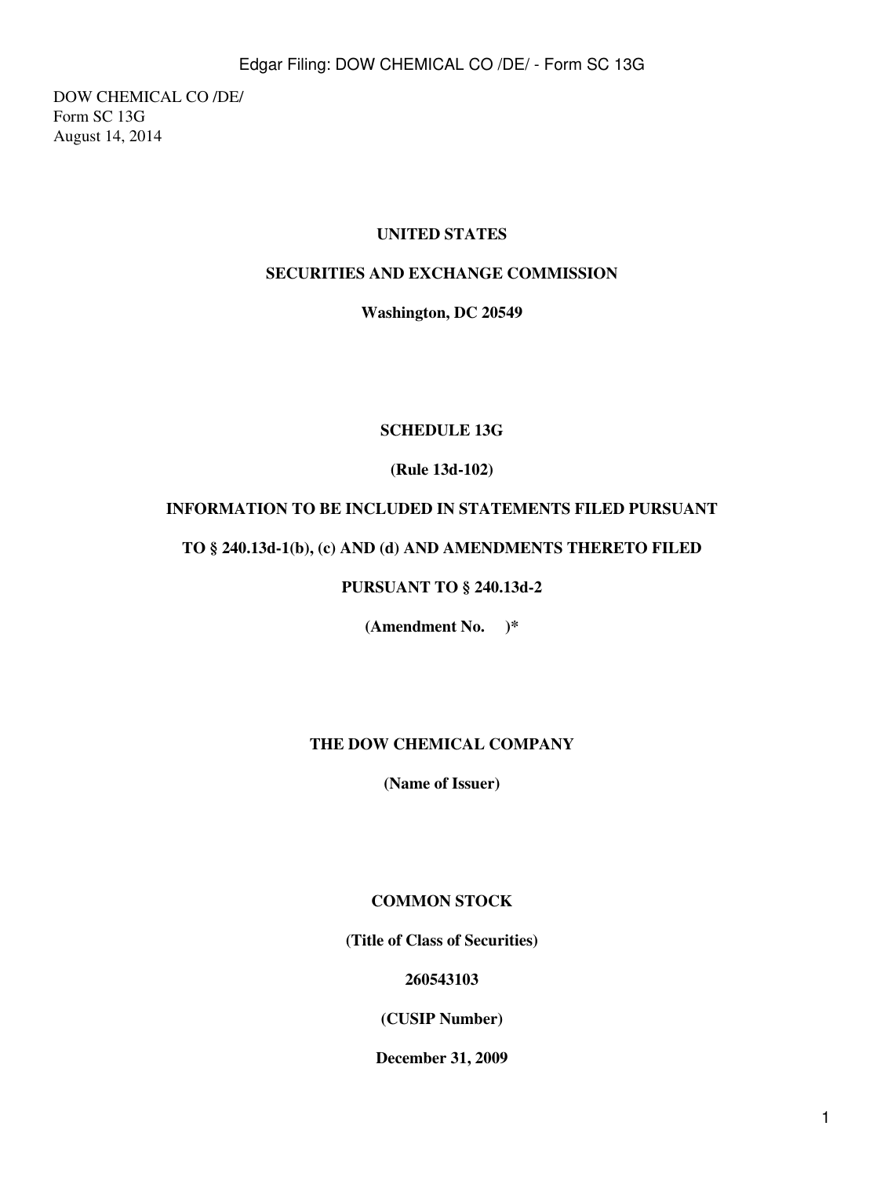DOW CHEMICAL CO /DE/
Form SC 13G
August 14, 2014

**UNITED STATES**

**SECURITIES AND EXCHANGE COMMISSION**

**Washington, DC 20549**

**SCHEDULE 13G**

**(Rule 13d-102)**

**INFORMATION TO BE INCLUDED IN STATEMENTS FILED PURSUANT**

**TO § 240.13d-1(b), (c) AND (d) AND AMENDMENTS THERETO FILED**

**PURSUANT TO § 240.13d-2**

**(Amendment No. )***

**THE DOW CHEMICAL COMPANY**

**(Name of Issuer)**

**COMMON STOCK**

**(Title of Class of Securities)**

**260543103**

**(CUSIP Number)**

**December 31, 2009**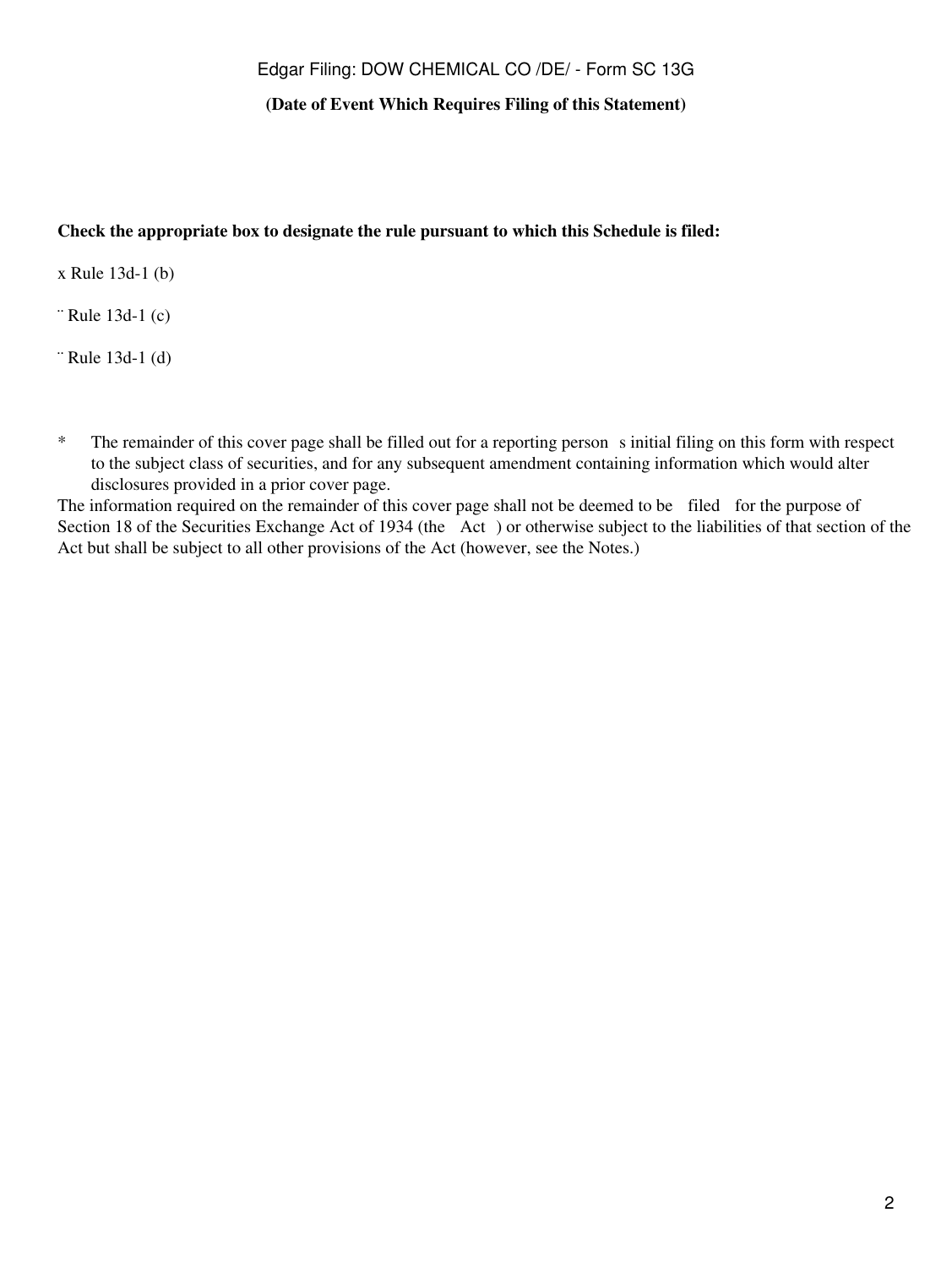**(Date of Event Which Requires Filing of this Statement)**

**Check the appropriate box to designate the rule pursuant to which this Schedule is filed:**

x Rule 13d-1 (b)

¨ Rule 13d-1 (c)

¨ Rule 13d-1 (d)

\* The remainder of this cover page shall be filled out for a reporting person s initial filing on this form with respect to the subject class of securities, and for any subsequent amendment containing information which would alter disclosures provided in a prior cover page.

The information required on the remainder of this cover page shall not be deemed to be filed for the purpose of Section 18 of the Securities Exchange Act of 1934 (the Act ) or otherwise subject to the liabilities of that section of the Act but shall be subject to all other provisions of the Act (however, see the Notes.)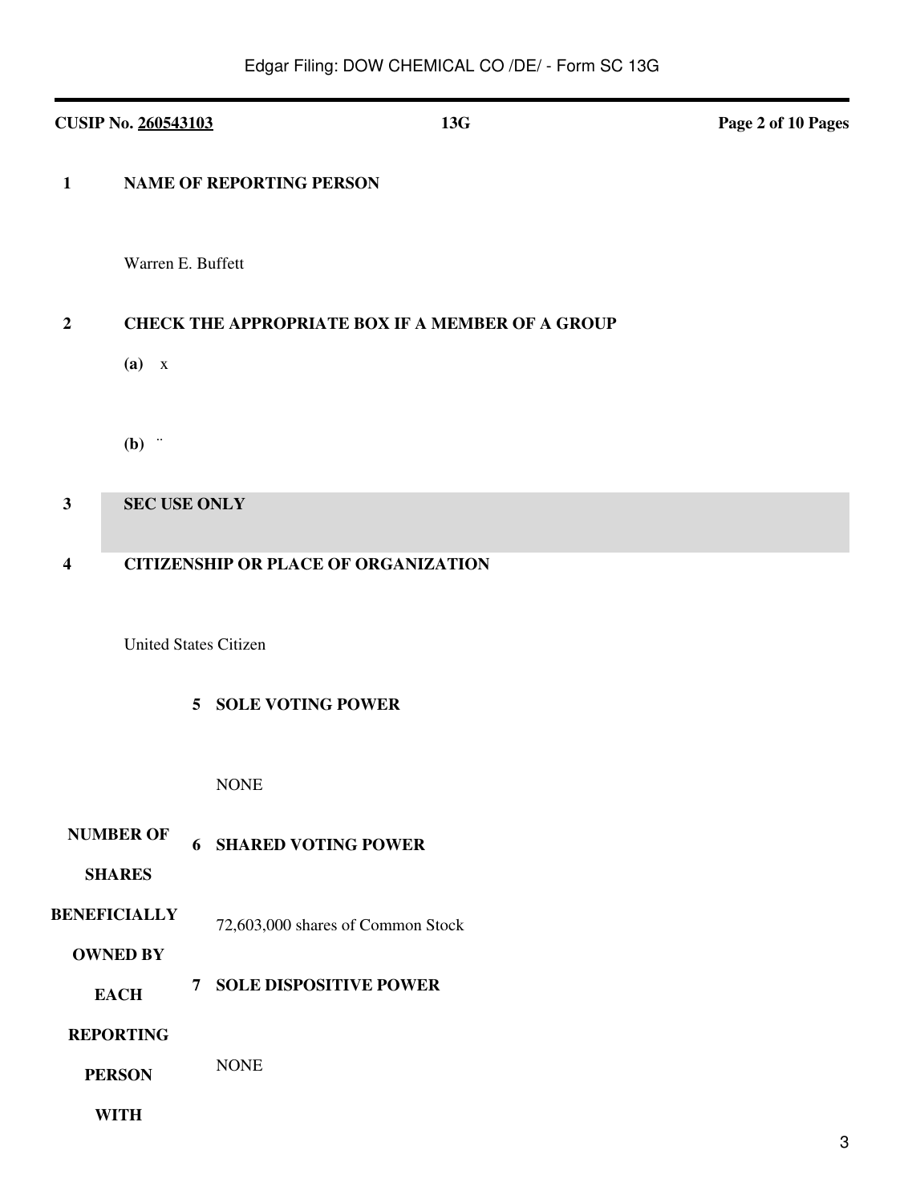CUSIP No. 260543103 **13G**

| | | | |
|---|---|---|---|
| **1** | **NAME OF REPORTING PERSON** | | |
| | Warren E. Buffett | | |
| **2** | **CHECK THE APPROPRIATE BOX IF A MEMBER OF A GROUP** | | |
| | **(a)** x | | |
| | **(b)** ¨ | | |
| **3** | **SEC USE ONLY** | | |
| **4** | **CITIZENSHIP OR PLACE OF ORGANIZATION** | | |
| | United States Citizen | | |
| **NUMBER OF SHARES BENEFICIALLY OWNED BY EACH REPORTING PERSON WITH** | **5** | **SOLE VOTING POWER** | |
| | | NONE | |
| | **6** | **SHARED VOTING POWER** | |
| | | 72,603,000 shares of Common Stock | |
| | **7** | **SOLE DISPOSITIVE POWER** | |
| | | NONE | |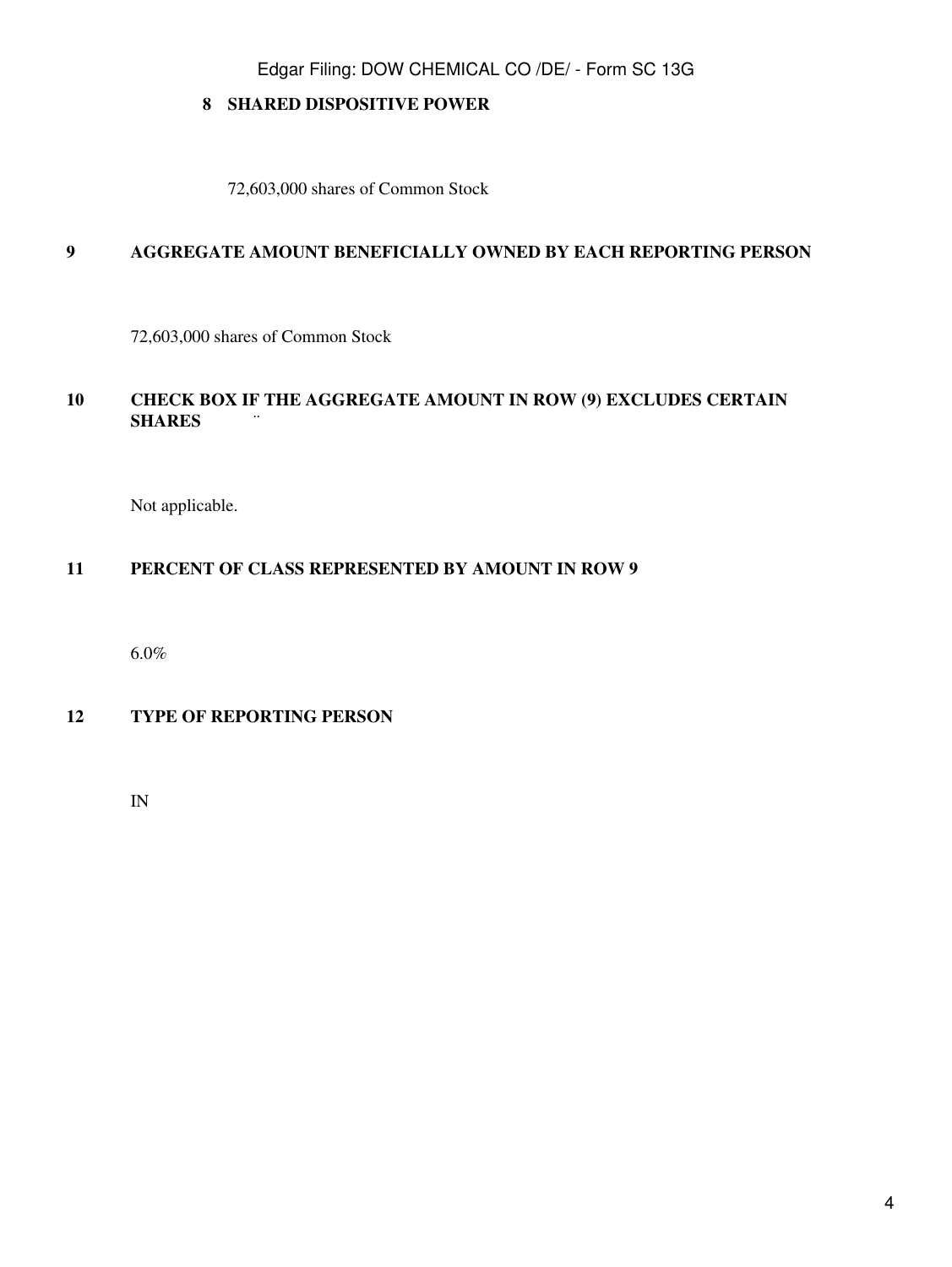**8 SHARED DISPOSITIVE POWER**

72,603,000 shares of Common Stock

**9 AGGREGATE AMOUNT BENEFICIALLY OWNED BY EACH REPORTING PERSON**

72,603,000 shares of Common Stock

**10 CHECK BOX IF THE AGGREGATE AMOUNT IN ROW (9) EXCLUDES CERTAIN SHARES** ¨

Not applicable.

**11 PERCENT OF CLASS REPRESENTED BY AMOUNT IN ROW 9**

6.0%

**12 TYPE OF REPORTING PERSON**

IN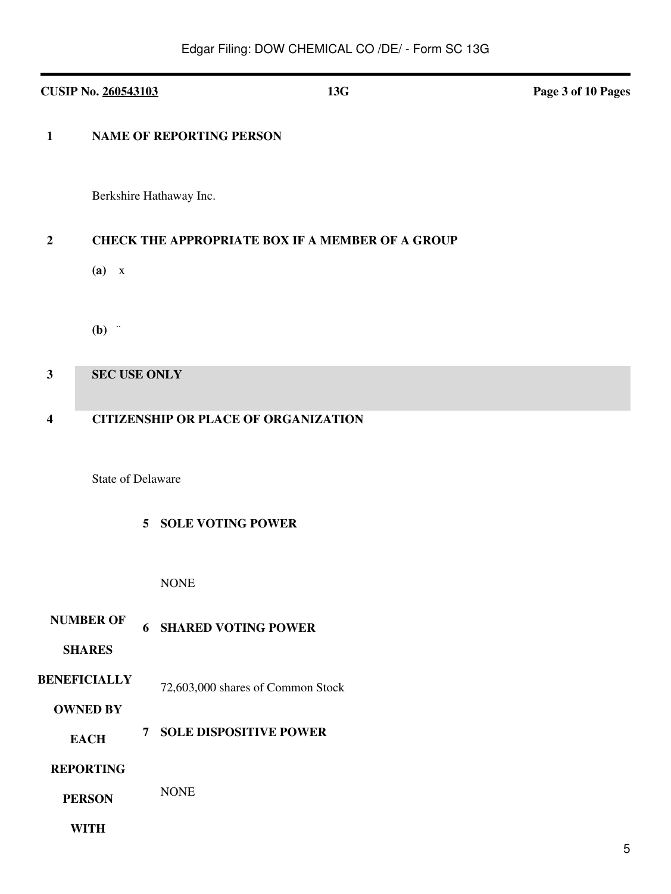**CUSIP No. 260543103** **13G** **Page 3 of 10 Pages**

| | | |
|---|---|---|
| **1** | **NAME OF REPORTING PERSON**<br><br>Berkshire Hathaway Inc. | |
| **2** | **CHECK THE APPROPRIATE BOX IF A MEMBER OF A GROUP**<br><br>**(a)** x<br><br>**(b)** ¨ | |
| **3** | **SEC USE ONLY** | |
| **4** | **CITIZENSHIP OR PLACE OF ORGANIZATION**<br><br>State of Delaware | |

| | | |
|---|---|---|
| **NUMBER OF SHARES BENEFICIALLY OWNED BY EACH REPORTING PERSON WITH** | **5** | **SOLE VOTING POWER**<br><br>NONE |
| | **6** | **SHARED VOTING POWER**<br><br>72,603,000 shares of Common Stock |
| | **7** | **SOLE DISPOSITIVE POWER**<br><br>NONE |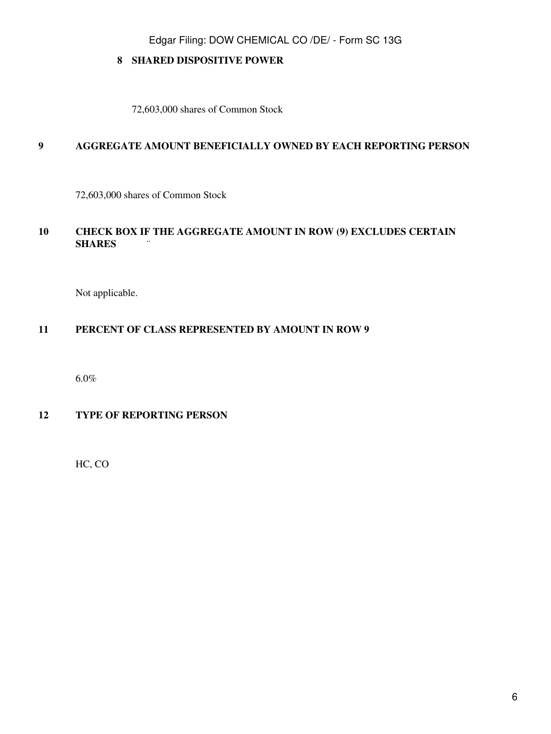**8 SHARED DISPOSITIVE POWER**

72,603,000 shares of Common Stock

**9 AGGREGATE AMOUNT BENEFICIALLY OWNED BY EACH REPORTING PERSON**

72,603,000 shares of Common Stock

**10 CHECK BOX IF THE AGGREGATE AMOUNT IN ROW (9) EXCLUDES CERTAIN SHARES** ¨

Not applicable.

**11 PERCENT OF CLASS REPRESENTED BY AMOUNT IN ROW 9**

6.0%

**12 TYPE OF REPORTING PERSON**

HC, CO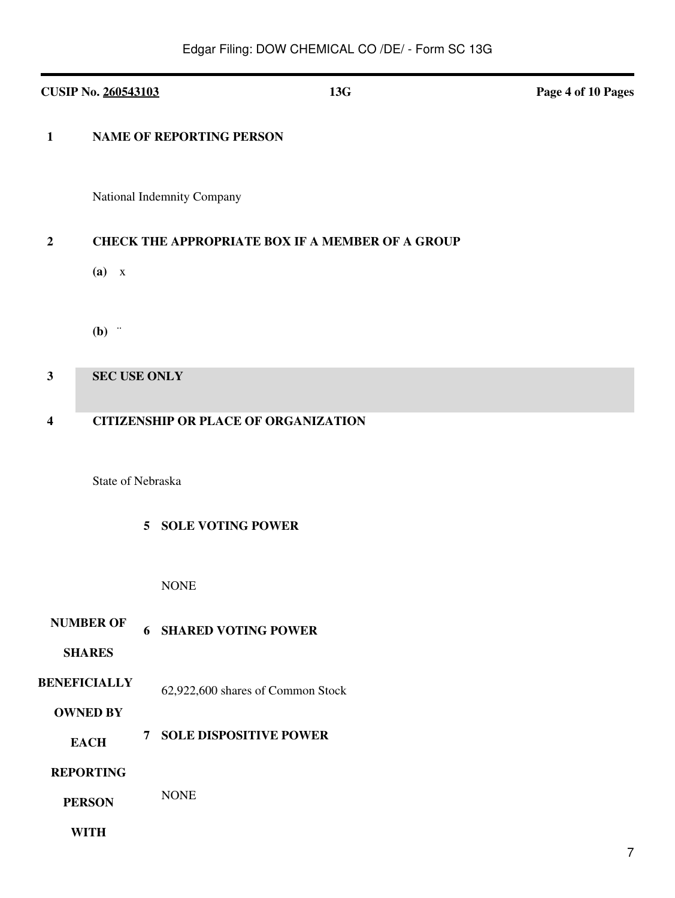**CUSIP No. 260543103** **13G** **Page 4 of 10 Pages**

| | | |
|---|---|---|
| **1** | **NAME OF REPORTING PERSON** | |
| | National Indemnity Company | |
| **2** | **CHECK THE APPROPRIATE BOX IF A MEMBER OF A GROUP** | |
| | **(a)** x | |
| | **(b)** ¨ | |
| **3** | **SEC USE ONLY** | |
| **4** | **CITIZENSHIP OR PLACE OF ORGANIZATION** | |
| | State of Nebraska | |
| **NUMBER OF SHARES BENEFICIALLY OWNED BY EACH REPORTING PERSON WITH** | **5** | **SOLE VOTING POWER** |
| | | NONE |
| | **6** | **SHARED VOTING POWER** |
| | | 62,922,600 shares of Common Stock |
| | **7** | **SOLE DISPOSITIVE POWER** |
| | | NONE |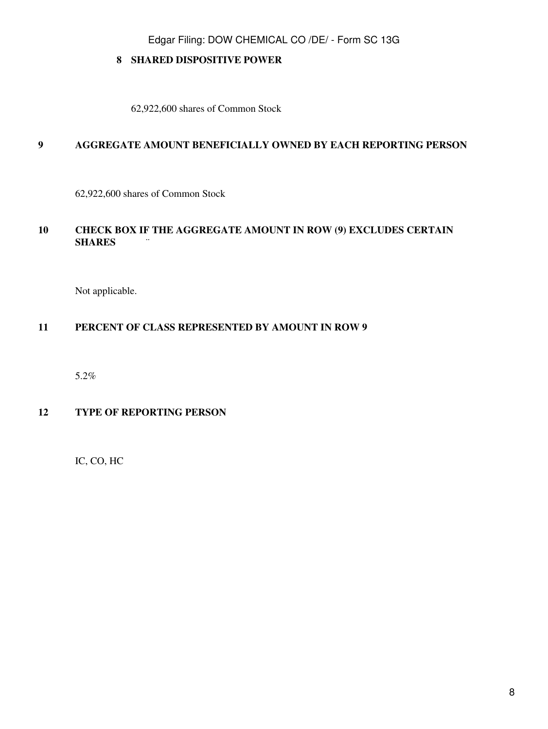**8 SHARED DISPOSITIVE POWER**

62,922,600 shares of Common Stock

**9 AGGREGATE AMOUNT BENEFICIALLY OWNED BY EACH REPORTING PERSON**

62,922,600 shares of Common Stock

**10 CHECK BOX IF THE AGGREGATE AMOUNT IN ROW (9) EXCLUDES CERTAIN SHARES** ¨

Not applicable.

**11 PERCENT OF CLASS REPRESENTED BY AMOUNT IN ROW 9**

5.2%

**12 TYPE OF REPORTING PERSON**

IC, CO, HC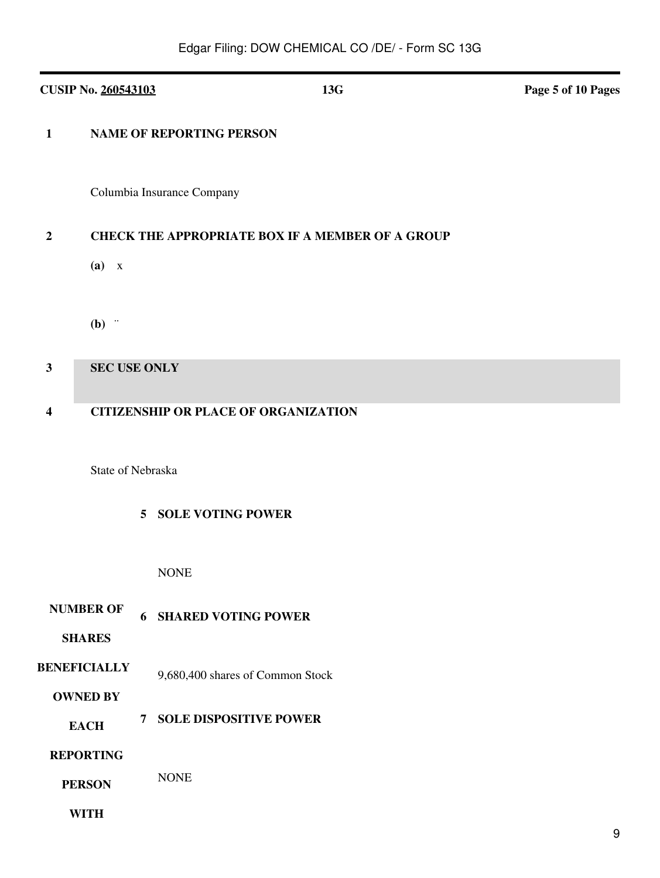**CUSIP No. 260543103** **13G** **Page 5 of 10 Pages**

| | | |
|---|---|---|
| **1** | **NAME OF REPORTING PERSON** | |
| | Columbia Insurance Company | |
| **2** | **CHECK THE APPROPRIATE BOX IF A MEMBER OF A GROUP** | |
| | **(a)** x | |
| | **(b)** ¨ | |
| **3** | **SEC USE ONLY** | |
| **4** | **CITIZENSHIP OR PLACE OF ORGANIZATION** | |
| | State of Nebraska | |
| **NUMBER OF SHARES BENEFICIALLY OWNED BY EACH REPORTING PERSON WITH** | **5 SOLE VOTING POWER** | NONE |
| | **6 SHARED VOTING POWER** | 9,680,400 shares of Common Stock |
| | **7 SOLE DISPOSITIVE POWER** | NONE |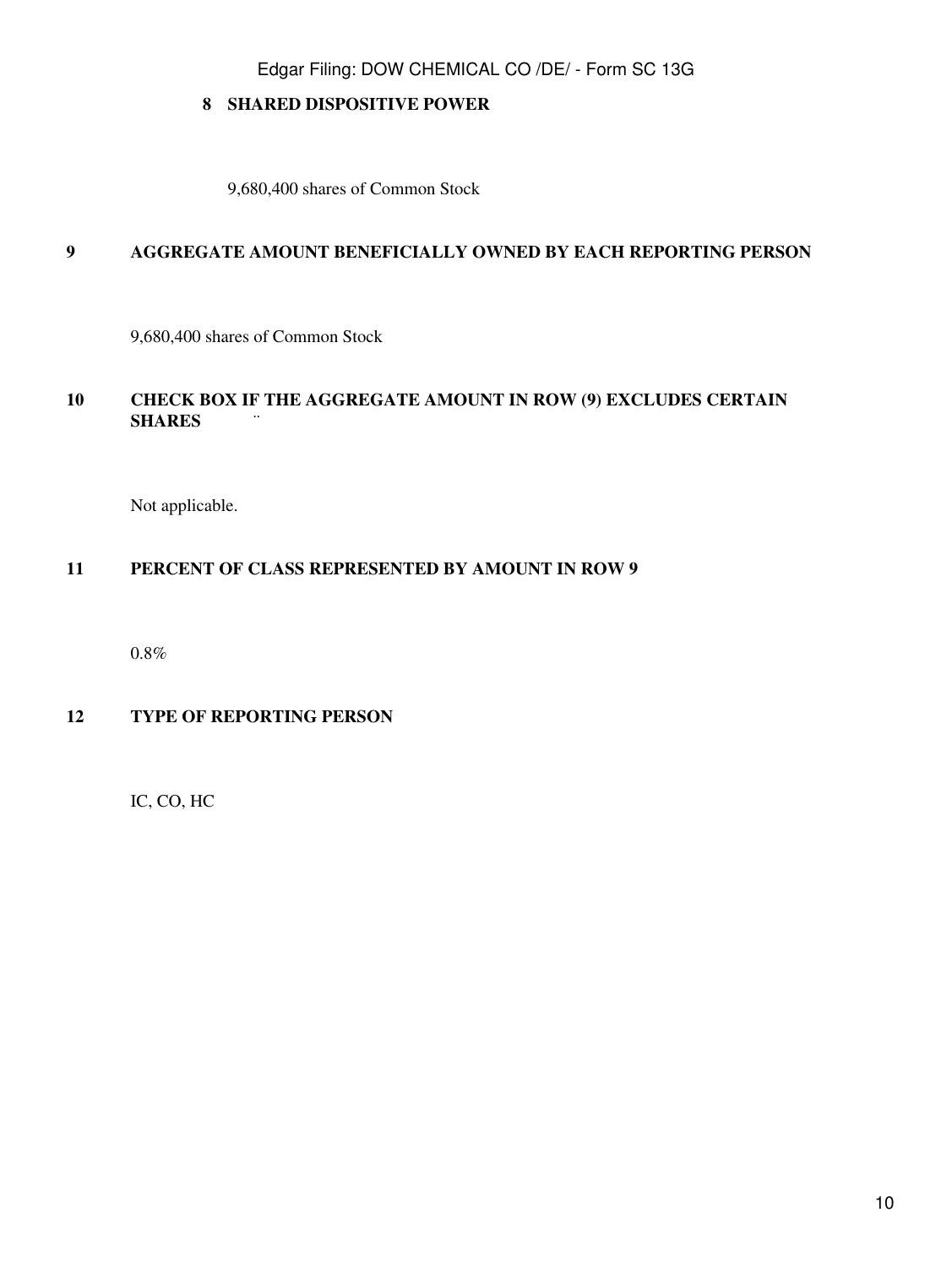**8 SHARED DISPOSITIVE POWER**

9,680,400 shares of Common Stock

**9 AGGREGATE AMOUNT BENEFICIALLY OWNED BY EACH REPORTING PERSON**

9,680,400 shares of Common Stock

**10 CHECK BOX IF THE AGGREGATE AMOUNT IN ROW (9) EXCLUDES CERTAIN SHARES** ¨

Not applicable.

**11 PERCENT OF CLASS REPRESENTED BY AMOUNT IN ROW 9**

0.8%

**12 TYPE OF REPORTING PERSON**

IC, CO, HC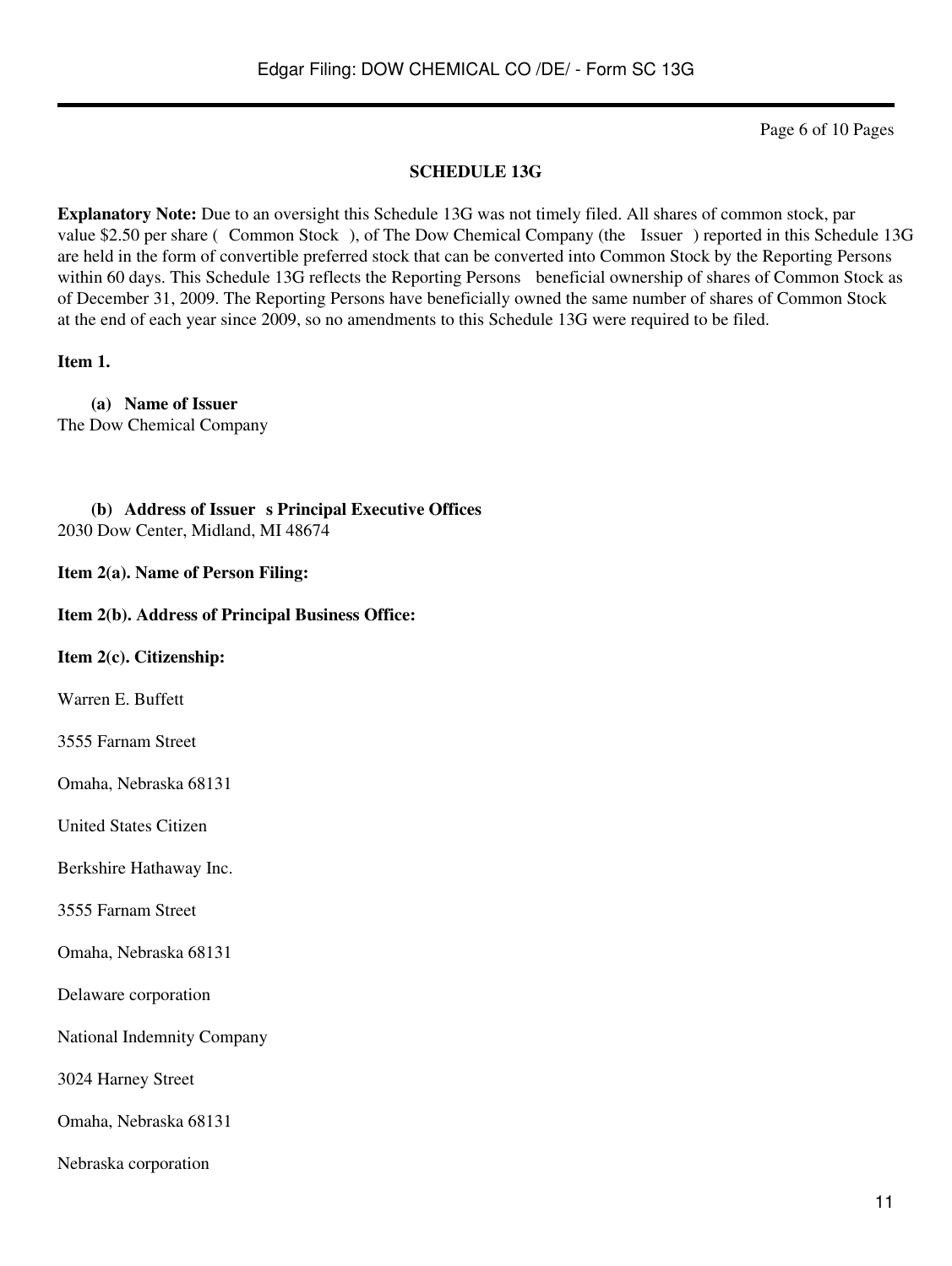## SCHEDULE 13G

**Explanatory Note:** Due to an oversight this Schedule 13G was not timely filed. All shares of common stock, par value $2.50 per share ( Common Stock ), of The Dow Chemical Company (the Issuer ) reported in this Schedule 13G are held in the form of convertible preferred stock that can be converted into Common Stock by the Reporting Persons within 60 days. This Schedule 13G reflects the Reporting Persons beneficial ownership of shares of Common Stock as of December 31, 2009. The Reporting Persons have beneficially owned the same number of shares of Common Stock at the end of each year since 2009, so no amendments to this Schedule 13G were required to be filed.

**Item 1.**

**(a) Name of Issuer**

The Dow Chemical Company

**(b) Address of Issuer s Principal Executive Offices**

2030 Dow Center, Midland, MI 48674

**Item 2(a). Name of Person Filing:**

**Item 2(b). Address of Principal Business Office:**

**Item 2(c). Citizenship:**

Warren E. Buffett

3555 Farnam Street

Omaha, Nebraska 68131

United States Citizen

Berkshire Hathaway Inc.

3555 Farnam Street

Omaha, Nebraska 68131

Delaware corporation

National Indemnity Company

3024 Harney Street

Omaha, Nebraska 68131

Nebraska corporation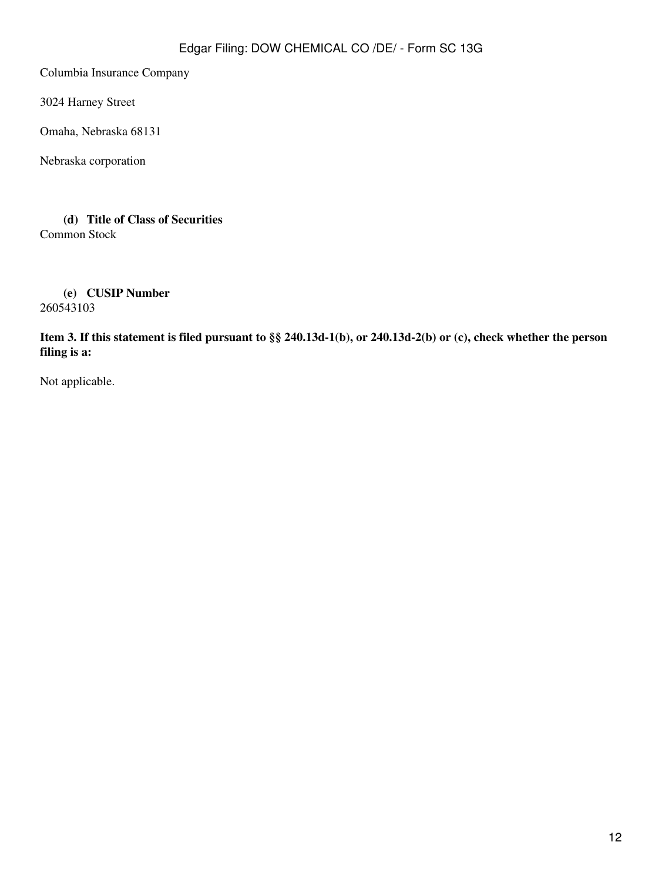Columbia Insurance Company

3024 Harney Street

Omaha, Nebraska 68131

Nebraska corporation

**(d) Title of Class of Securities**
Common Stock

**(e) CUSIP Number**
260543103

**Item 3. If this statement is filed pursuant to §§ 240.13d-1(b), or 240.13d-2(b) or (c), check whether the person filing is a:**

Not applicable.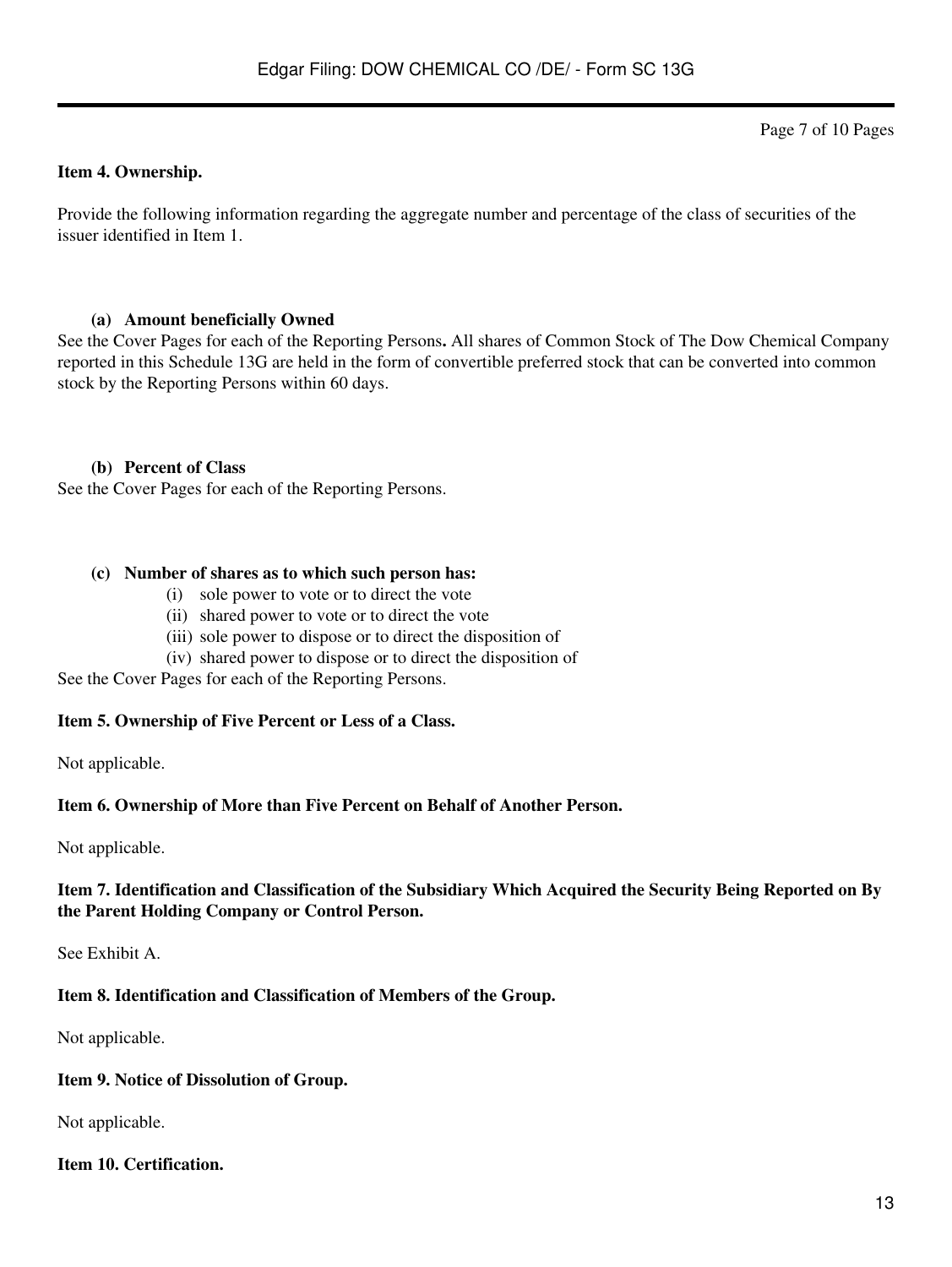**Item 4. Ownership.**

Provide the following information regarding the aggregate number and percentage of the class of securities of the issuer identified in Item 1.

**(a) Amount beneficially Owned**

See the Cover Pages for each of the Reporting Persons**.** All shares of Common Stock of The Dow Chemical Company reported in this Schedule 13G are held in the form of convertible preferred stock that can be converted into common stock by the Reporting Persons within 60 days.

**(b) Percent of Class**

See the Cover Pages for each of the Reporting Persons.

**(c) Number of shares as to which such person has:**

(i) sole power to vote or to direct the vote
(ii) shared power to vote or to direct the vote
(iii) sole power to dispose or to direct the disposition of
(iv) shared power to dispose or to direct the disposition of

See the Cover Pages for each of the Reporting Persons.

**Item 5. Ownership of Five Percent or Less of a Class.**

Not applicable.

**Item 6. Ownership of More than Five Percent on Behalf of Another Person.**

Not applicable.

**Item 7. Identification and Classification of the Subsidiary Which Acquired the Security Being Reported on By the Parent Holding Company or Control Person.**

See Exhibit A.

**Item 8. Identification and Classification of Members of the Group.**

Not applicable.

**Item 9. Notice of Dissolution of Group.**

Not applicable.

**Item 10. Certification.**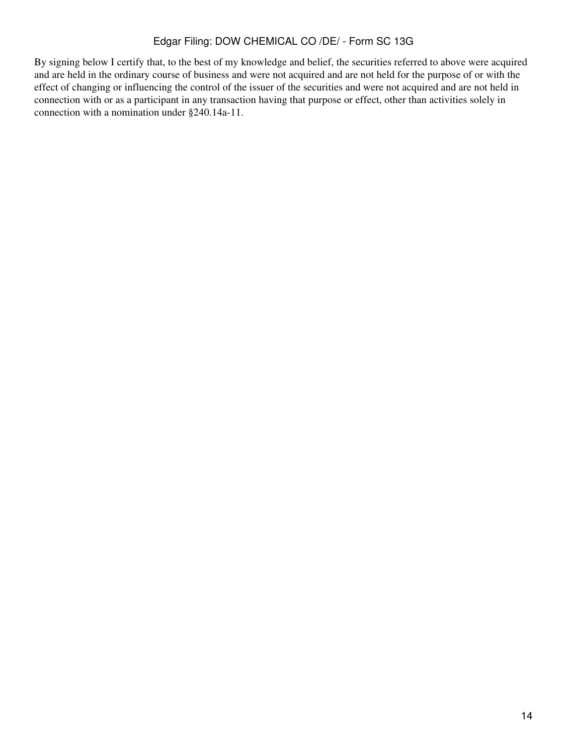By signing below I certify that, to the best of my knowledge and belief, the securities referred to above were acquired and are held in the ordinary course of business and were not acquired and are not held for the purpose of or with the effect of changing or influencing the control of the issuer of the securities and were not acquired and are not held in connection with or as a participant in any transaction having that purpose or effect, other than activities solely in connection with a nomination under §240.14a-11.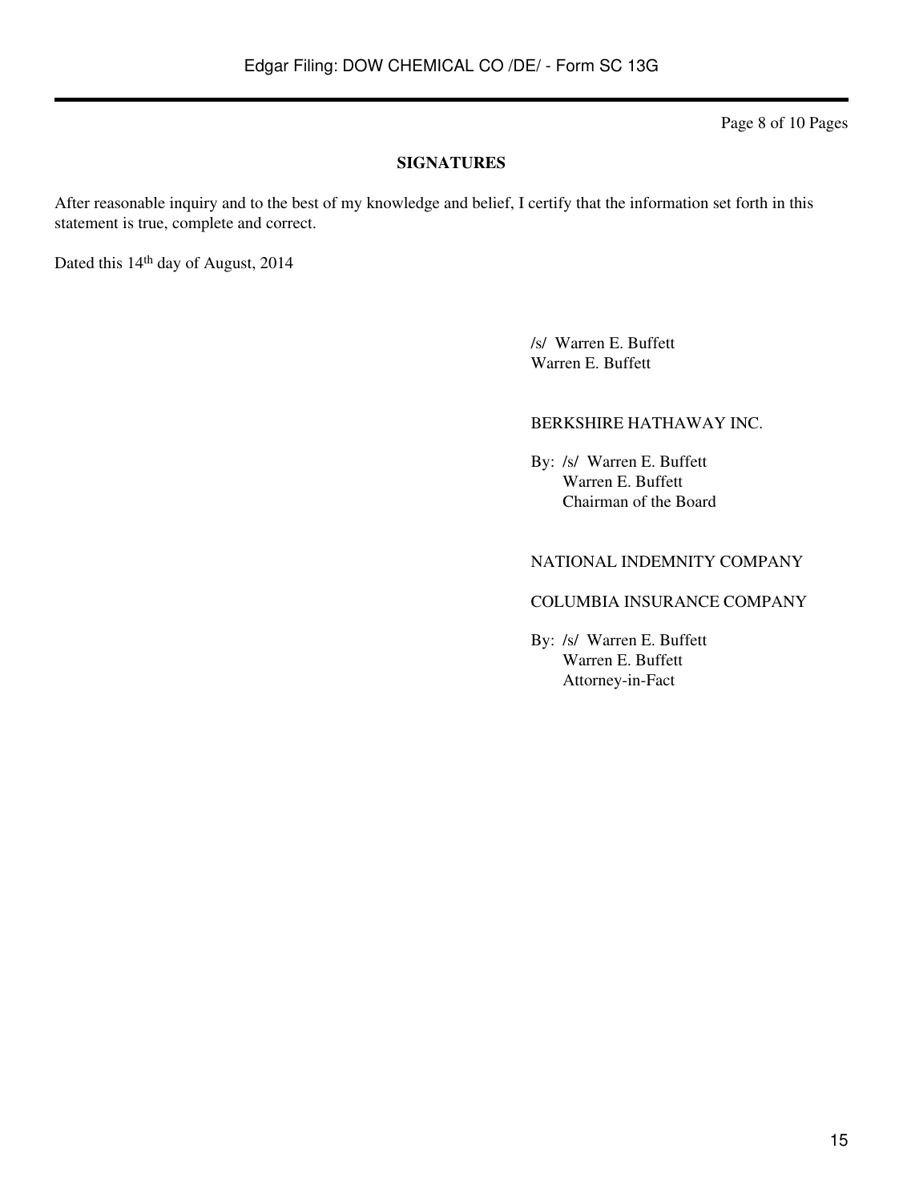## SIGNATURES

After reasonable inquiry and to the best of my knowledge and belief, I certify that the information set forth in this statement is true, complete and correct.

Dated this 14th day of August, 2014

/s/ Warren E. Buffett
Warren E. Buffett

BERKSHIRE HATHAWAY INC.

By: /s/ Warren E. Buffett
Warren E. Buffett
Chairman of the Board

NATIONAL INDEMNITY COMPANY

COLUMBIA INSURANCE COMPANY

By: /s/ Warren E. Buffett
Warren E. Buffett
Attorney-in-Fact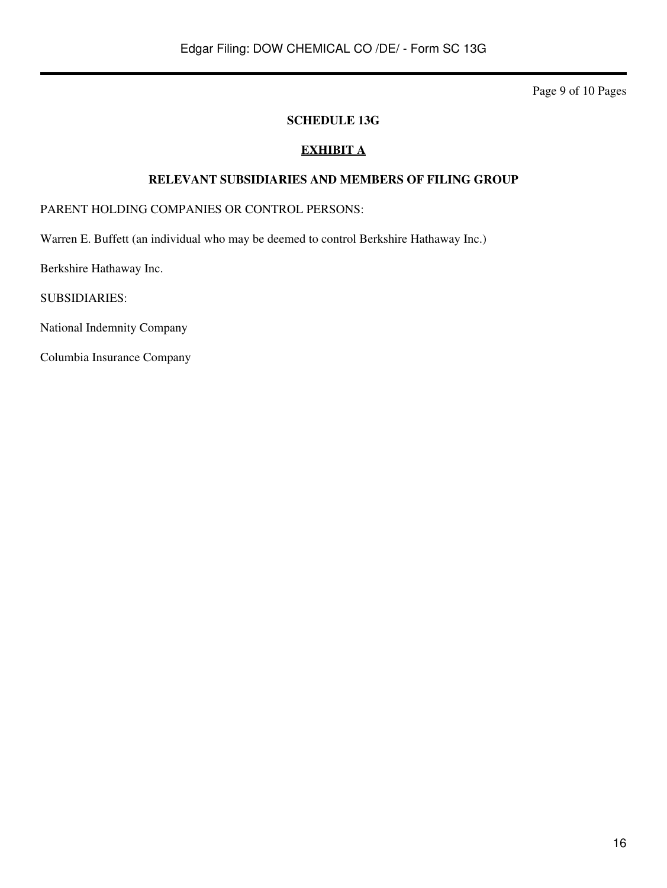**SCHEDULE 13G**

**EXHIBIT A**

**RELEVANT SUBSIDIARIES AND MEMBERS OF FILING GROUP**

PARENT HOLDING COMPANIES OR CONTROL PERSONS:

Warren E. Buffett (an individual who may be deemed to control Berkshire Hathaway Inc.)

Berkshire Hathaway Inc.

SUBSIDIARIES:

National Indemnity Company

Columbia Insurance Company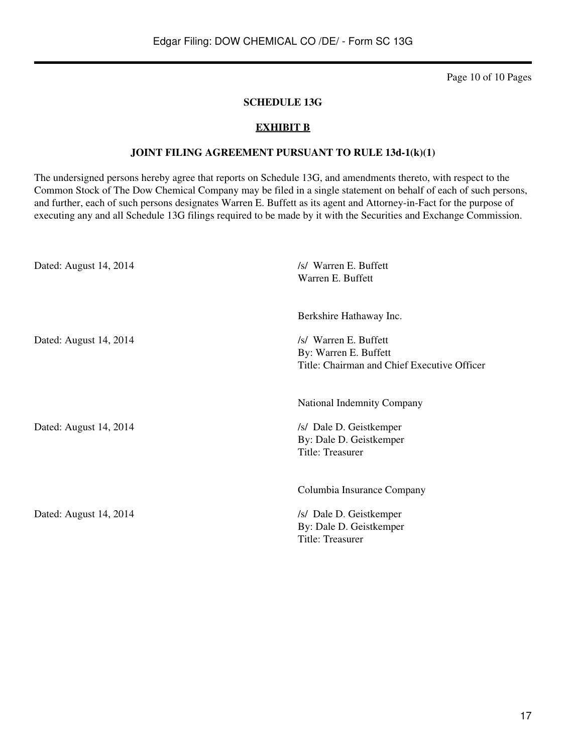**SCHEDULE 13G**

**EXHIBIT B**

**JOINT FILING AGREEMENT PURSUANT TO RULE 13d-1(k)(1)**

The undersigned persons hereby agree that reports on Schedule 13G, and amendments thereto, with respect to the Common Stock of The Dow Chemical Company may be filed in a single statement on behalf of each of such persons, and further, each of such persons designates Warren E. Buffett as its agent and Attorney-in-Fact for the purpose of executing any and all Schedule 13G filings required to be made by it with the Securities and Exchange Commission.

Dated: August 14, 2014

/s/ Warren E. Buffett
Warren E. Buffett

Berkshire Hathaway Inc.

Dated: August 14, 2014

/s/ Warren E. Buffett
By: Warren E. Buffett
Title: Chairman and Chief Executive Officer

National Indemnity Company

Dated: August 14, 2014

/s/ Dale D. Geistkemper
By: Dale D. Geistkemper
Title: Treasurer

Columbia Insurance Company

Dated: August 14, 2014

/s/ Dale D. Geistkemper
By: Dale D. Geistkemper
Title: Treasurer